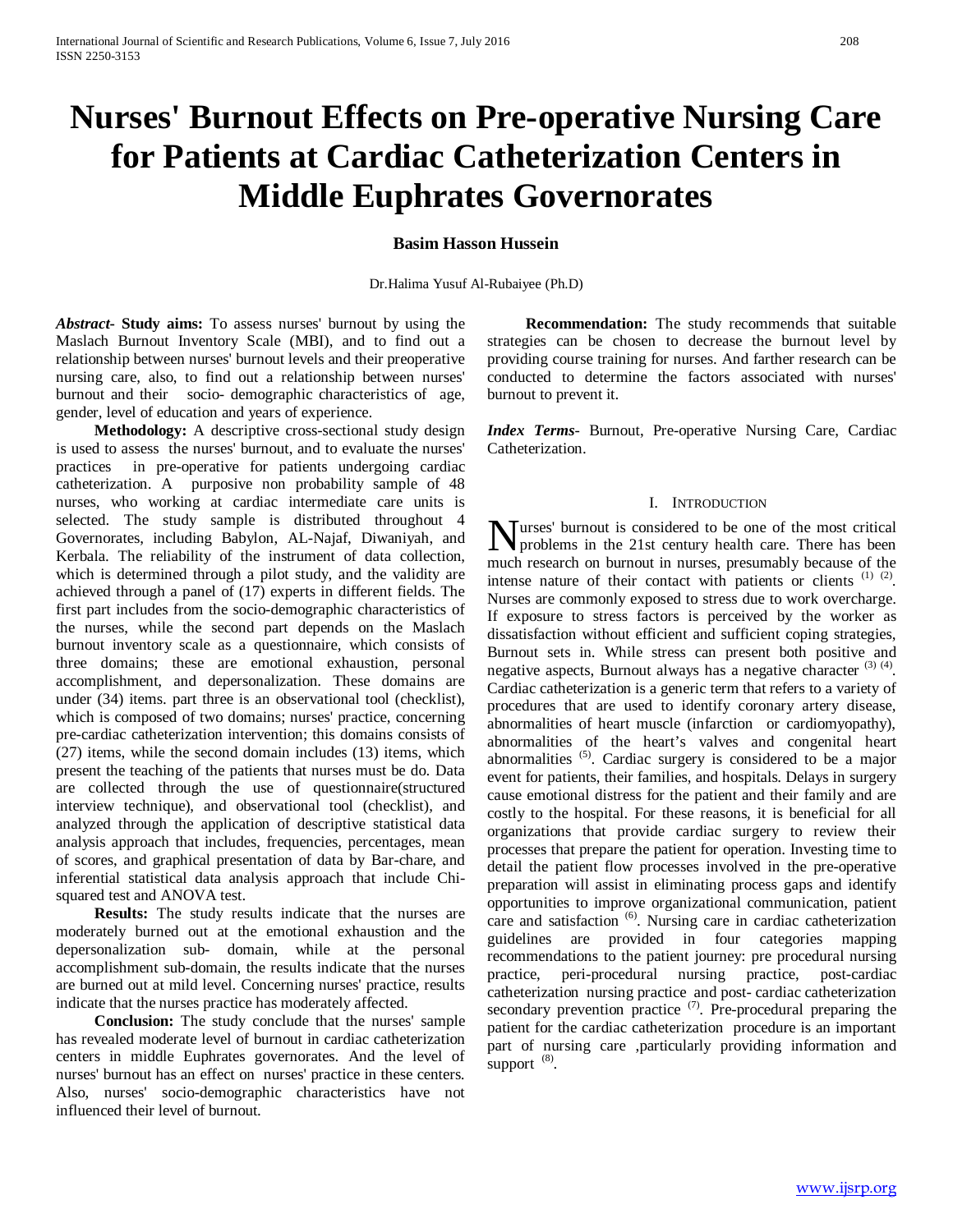# Nurses' Burnout Effects on Pre-operative Nursing Care for Patients at Cardiac Catheterization Centers in Middle Euphrates Governorates

**Basim Hasson Hussein**

Dr.Halima Yusuf Al-Rubaiyee (Ph.D)

***Abstract*- Study aims:** To assess nurses' burnout by using the Maslach Burnout Inventory Scale (MBI), and to find out a relationship between nurses' burnout levels and their preoperative nursing care, also, to find out a relationship between nurses' burnout and their socio- demographic characteristics of age, gender, level of education and years of experience.

**Methodology:** A descriptive cross-sectional study design is used to assess the nurses' burnout, and to evaluate the nurses' practices in pre-operative for patients undergoing cardiac catheterization. A purposive non probability sample of 48 nurses, who working at cardiac intermediate care units is selected. The study sample is distributed throughout 4 Governorates, including Babylon, AL-Najaf, Diwaniyah, and Kerbala. The reliability of the instrument of data collection, which is determined through a pilot study, and the validity are achieved through a panel of (17) experts in different fields. The first part includes from the socio-demographic characteristics of the nurses, while the second part depends on the Maslach burnout inventory scale as a questionnaire, which consists of three domains; these are emotional exhaustion, personal accomplishment, and depersonalization. These domains are under (34) items. part three is an observational tool (checklist), which is composed of two domains; nurses' practice, concerning pre-cardiac catheterization intervention; this domains consists of (27) items, while the second domain includes (13) items, which present the teaching of the patients that nurses must be do. Data are collected through the use of questionnaire(structured interview technique), and observational tool (checklist), and analyzed through the application of descriptive statistical data analysis approach that includes, frequencies, percentages, mean of scores, and graphical presentation of data by Bar-chare, and inferential statistical data analysis approach that include Chi-squared test and ANOVA test.

**Results:** The study results indicate that the nurses are moderately burned out at the emotional exhaustion and the depersonalization sub- domain, while at the personal accomplishment sub-domain, the results indicate that the nurses are burned out at mild level. Concerning nurses' practice, results indicate that the nurses practice has moderately affected.

**Conclusion:** The study conclude that the nurses' sample has revealed moderate level of burnout in cardiac catheterization centers in middle Euphrates governorates. And the level of nurses' burnout has an effect on nurses' practice in these centers. Also, nurses' socio-demographic characteristics have not influenced their level of burnout.

**Recommendation:** The study recommends that suitable strategies can be chosen to decrease the burnout level by providing course training for nurses. And farther research can be conducted to determine the factors associated with nurses' burnout to prevent it.

***Index Terms*-** Burnout, Pre-operative Nursing Care, Cardiac Catheterization.

## I. Introduction

Nurses' burnout is considered to be one of the most critical problems in the 21st century health care. There has been much research on burnout in nurses, presumably because of the intense nature of their contact with patients or clients [(1) (2)]. Nurses are commonly exposed to stress due to work overcharge. If exposure to stress factors is perceived by the worker as dissatisfaction without efficient and sufficient coping strategies, Burnout sets in. While stress can present both positive and negative aspects, Burnout always has a negative character [(3) (4)]. Cardiac catheterization is a generic term that refers to a variety of procedures that are used to identify coronary artery disease, abnormalities of heart muscle (infarction or cardiomyopathy), abnormalities of the heart's valves and congenital heart abnormalities [(5)]. Cardiac surgery is considered to be a major event for patients, their families, and hospitals. Delays in surgery cause emotional distress for the patient and their family and are costly to the hospital. For these reasons, it is beneficial for all organizations that provide cardiac surgery to review their processes that prepare the patient for operation. Investing time to detail the patient flow processes involved in the pre-operative preparation will assist in eliminating process gaps and identify opportunities to improve organizational communication, patient care and satisfaction [(6)]. Nursing care in cardiac catheterization guidelines are provided in four categories mapping recommendations to the patient journey: pre procedural nursing practice, peri-procedural nursing practice, post-cardiac catheterization nursing practice and post- cardiac catheterization secondary prevention practice [(7)]. Pre-procedural preparing the patient for the cardiac catheterization procedure is an important part of nursing care ,particularly providing information and support [(8)].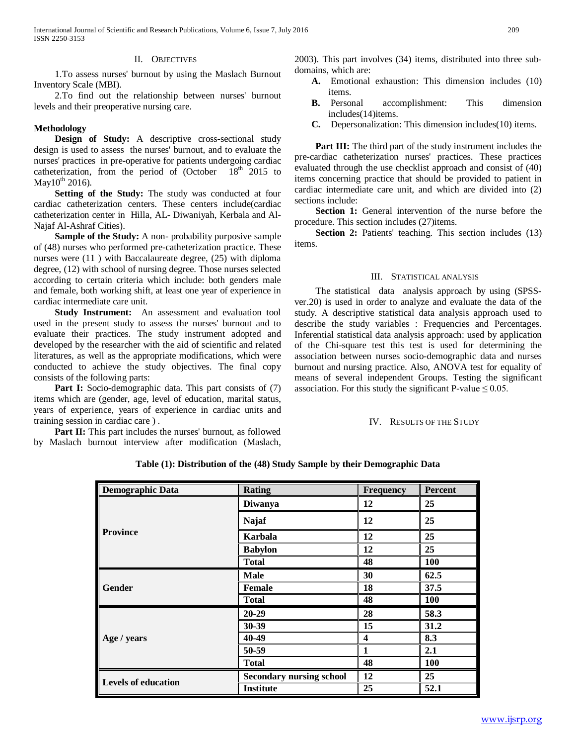## II. Objectives

1.To assess nurses' burnout by using the Maslach Burnout Inventory Scale (MBI).

2.To find out the relationship between nurses' burnout levels and their preoperative nursing care.

### Methodology

**Design of Study:** A descriptive cross-sectional study design is used to assess the nurses' burnout, and to evaluate the nurses' practices in pre-operative for patients undergoing cardiac catheterization, from the period of (October 18th 2015 to May10th 2016).

**Setting of the Study:** The study was conducted at four cardiac catheterization centers. These centers include(cardiac catheterization center in Hilla, AL- Diwaniyah, Kerbala and Al-Najaf Al-Ashraf Cities).

**Sample of the Study:** A non- probability purposive sample of (48) nurses who performed pre-catheterization practice. These nurses were (11 ) with Baccalaureate degree, (25) with diploma degree, (12) with school of nursing degree. Those nurses selected according to certain criteria which include: both genders male and female, both working shift, at least one year of experience in cardiac intermediate care unit.

**Study Instrument:** An assessment and evaluation tool used in the present study to assess the nurses' burnout and to evaluate their practices. The study instrument adopted and developed by the researcher with the aid of scientific and related literatures, as well as the appropriate modifications, which were conducted to achieve the study objectives. The final copy consists of the following parts:

**Part I:** Socio-demographic data. This part consists of (7) items which are (gender, age, level of education, marital status, years of experience, years of experience in cardiac units and training session in cardiac care ) .

**Part II:** This part includes the nurses' burnout, as followed by Maslach burnout interview after modification (Maslach, 2003). This part involves (34) items, distributed into three sub-domains, which are:

- **A.** Emotional exhaustion: This dimension includes (10) items.
- **B.** Personal accomplishment: This dimension includes(14)items.
- **C.** Depersonalization: This dimension includes(10) items.

**Part III:** The third part of the study instrument includes the pre-cardiac catheterization nurses' practices. These practices evaluated through the use checklist approach and consist of (40) items concerning practice that should be provided to patient in cardiac intermediate care unit, and which are divided into (2) sections include:

**Section 1:** General intervention of the nurse before the procedure. This section includes (27)items.

**Section 2:** Patients' teaching. This section includes (13) items.

## III. Statistical analysis

The statistical data analysis approach by using (SPSS-ver.20) is used in order to analyze and evaluate the data of the study. A descriptive statistical data analysis approach used to describe the study variables : Frequencies and Percentages. Inferential statistical data analysis approach: used by application of the Chi-square test this test is used for determining the association between nurses socio-demographic data and nurses burnout and nursing practice. Also, ANOVA test for equality of means of several independent Groups. Testing the significant association. For this study the significant P-value ≤ 0.05.

## IV. Results of the Study

**Table (1): Distribution of the (48) Study Sample by their Demographic Data**

| Demographic Data | Rating | Frequency | Percent |
|---|---|---|---|
| Province | Diwanya | 12 | 25 |
| | Najaf | 12 | 25 |
| | Karbala | 12 | 25 |
| | Babylon | 12 | 25 |
| | Total | 48 | 100 |
| Gender | Male | 30 | 62.5 |
| | Female | 18 | 37.5 |
| | Total | 48 | 100 |
| Age / years | 20-29 | 28 | 58.3 |
| | 30-39 | 15 | 31.2 |
| | 40-49 | 4 | 8.3 |
| | 50-59 | 1 | 2.1 |
| | Total | 48 | 100 |
| Levels of education | Secondary nursing school | 12 | 25 |
| | Institute | 25 | 52.1 |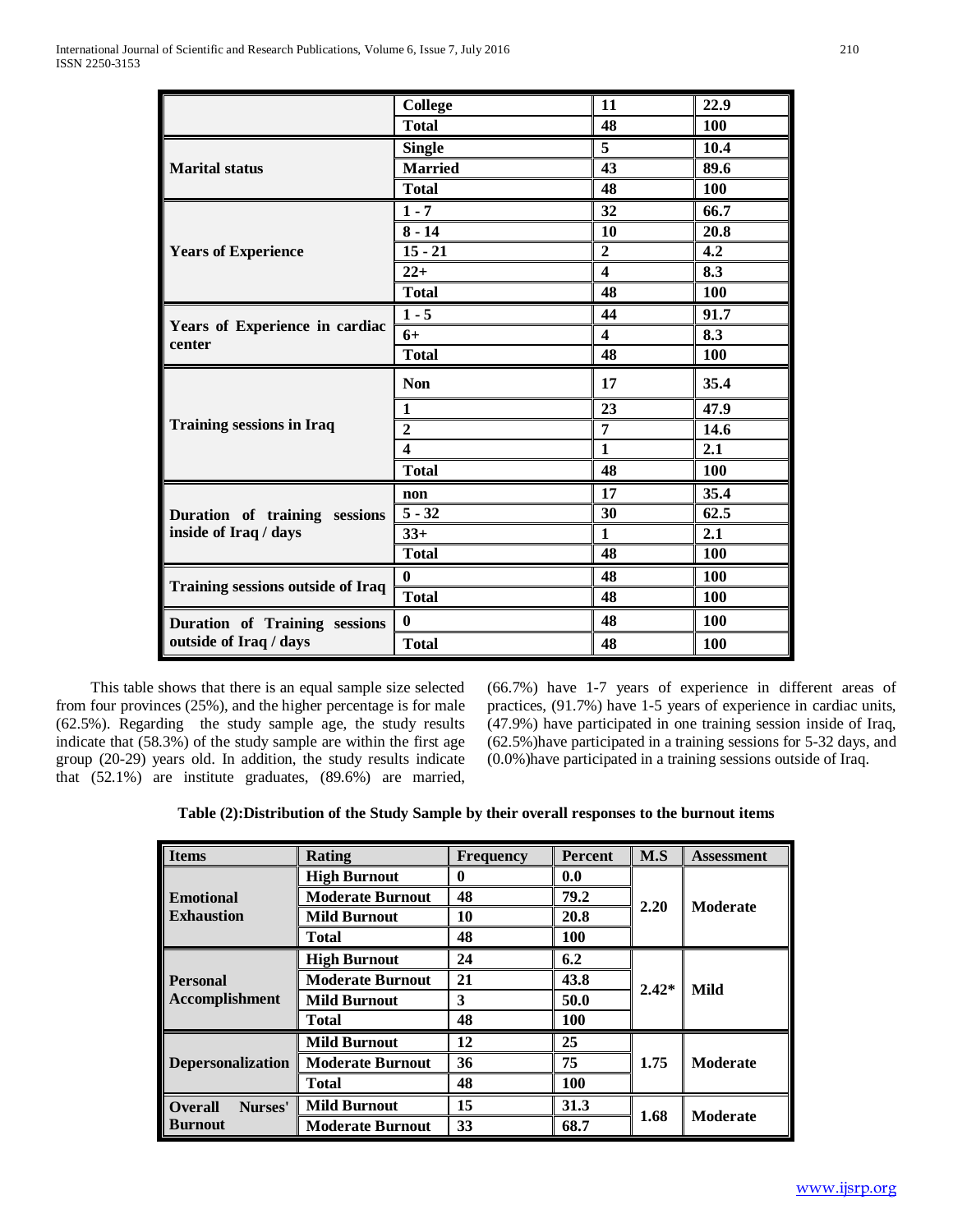| | | | |
|---|---|---|---|
| | **College** | **11** | **22.9** |
| | **Total** | **48** | **100** |
| **Marital status** | **Single** | **5** | **10.4** |
| | **Married** | **43** | **89.6** |
| | **Total** | **48** | **100** |
| **Years of Experience** | **1 - 7** | **32** | **66.7** |
| | **8 - 14** | **10** | **20.8** |
| | **15 - 21** | **2** | **4.2** |
| | **22+** | **4** | **8.3** |
| | **Total** | **48** | **100** |
| **Years of Experience in cardiac center** | **1 - 5** | **44** | **91.7** |
| | **6+** | **4** | **8.3** |
| | **Total** | **48** | **100** |
| **Training sessions in Iraq** | **Non** | **17** | **35.4** |
| | **1** | **23** | **47.9** |
| | **2** | **7** | **14.6** |
| | **4** | **1** | **2.1** |
| | **Total** | **48** | **100** |
| **Duration of training sessions inside of Iraq / days** | **non** | **17** | **35.4** |
| | **5 - 32** | **30** | **62.5** |
| | **33+** | **1** | **2.1** |
| | **Total** | **48** | **100** |
| **Training sessions outside of Iraq** | **0** | **48** | **100** |
| | **Total** | **48** | **100** |
| **Duration of Training sessions outside of Iraq / days** | **0** | **48** | **100** |
| | **Total** | **48** | **100** |

This table shows that there is an equal sample size selected from four provinces (25%), and the higher percentage is for male (62.5%). Regarding the study sample age, the study results indicate that (58.3%) of the study sample are within the first age group (20-29) years old. In addition, the study results indicate that (52.1%) are institute graduates, (89.6%) are married, (66.7%) have 1-7 years of experience in different areas of practices, (91.7%) have 1-5 years of experience in cardiac units, (47.9%) have participated in one training session inside of Iraq, (62.5%)have participated in a training sessions for 5-32 days, and (0.0%)have participated in a training sessions outside of Iraq.

**Table (2):Distribution of the Study Sample by their overall responses to the burnout items**

| Items | Rating | Frequency | Percent | M.S | Assessment |
|---|---|---|---|---|---|
| **Emotional Exhaustion** | **High Burnout** | **0** | **0.0** | **2.20** | **Moderate** |
| | **Moderate Burnout** | **48** | **79.2** | | |
| | **Mild Burnout** | **10** | **20.8** | | |
| | **Total** | **48** | **100** | | |
| **Personal Accomplishment** | **High Burnout** | **24** | **6.2** | **2.42*** | **Mild** |
| | **Moderate Burnout** | **21** | **43.8** | | |
| | **Mild Burnout** | **3** | **50.0** | | |
| | **Total** | **48** | **100** | | |
| **Depersonalization** | **Mild Burnout** | **12** | **25** | **1.75** | **Moderate** |
| | **Moderate Burnout** | **36** | **75** | | |
| | **Total** | **48** | **100** | | |
| **Overall Nurses' Burnout** | **Mild Burnout** | **15** | **31.3** | **1.68** | **Moderate** |
| | **Moderate Burnout** | **33** | **68.7** | | |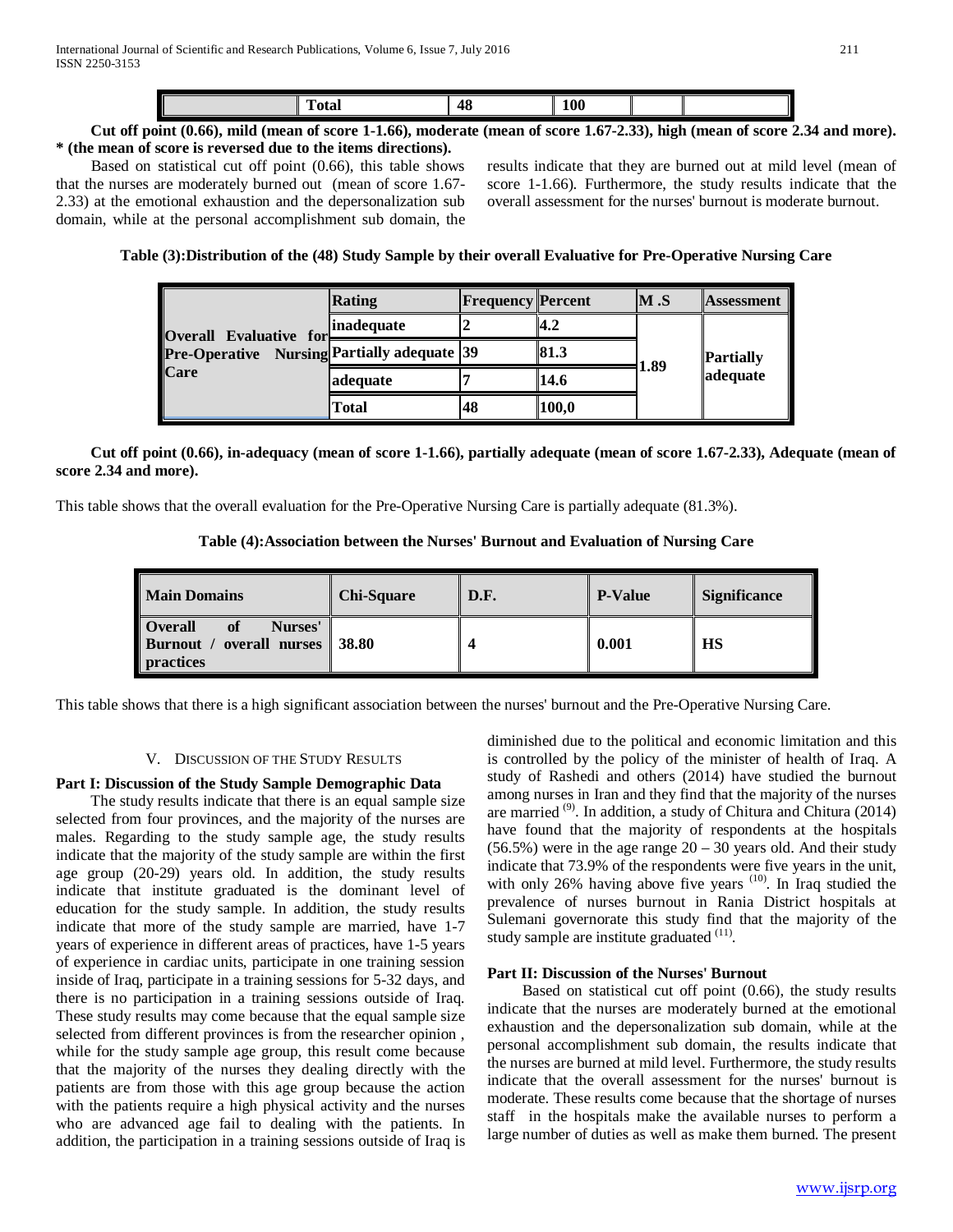| | Total | 48 | 100 | | |
|---|---|---|---|---|---|

**Cut off point (0.66), mild (mean of score 1-1.66), moderate (mean of score 1.67-2.33), high (mean of score 2.34 and more).**
**\* (the mean of score is reversed due to the items directions).**

Based on statistical cut off point (0.66), this table shows that the nurses are moderately burned out (mean of score 1.67-2.33) at the emotional exhaustion and the depersonalization sub domain, while at the personal accomplishment sub domain, the results indicate that they are burned out at mild level (mean of score 1-1.66). Furthermore, the study results indicate that the overall assessment for the nurses' burnout is moderate burnout.

**Table (3):Distribution of the (48) Study Sample by their overall Evaluative for Pre-Operative Nursing Care**

| | Rating | Frequency | Percent | M .S | Assessment |
|---|---|---|---|---|---|
| **Overall Evaluative for Pre-Operative Nursing Care** | inadequate | 2 | 4.2 | 1.89 | Partially adequate |
| | Partially adequate | 39 | 81.3 | | |
| | adequate | 7 | 14.6 | | |
| | Total | 48 | 100,0 | | |

**Cut off point (0.66), in-adequacy (mean of score 1-1.66), partially adequate (mean of score 1.67-2.33), Adequate (mean of score 2.34 and more).**

This table shows that the overall evaluation for the Pre-Operative Nursing Care is partially adequate (81.3%).

**Table (4):Association between the Nurses' Burnout and Evaluation of Nursing Care**

| Main Domains | Chi-Square | D.F. | P-Value | Significance |
|---|---|---|---|---|
| **Overall of Nurses' Burnout / overall nurses practices** | **38.80** | **4** | **0.001** | **HS** |

This table shows that there is a high significant association between the nurses' burnout and the Pre-Operative Nursing Care.

## V. Discussion of the Study Results

### Part I: Discussion of the Study Sample Demographic Data

The study results indicate that there is an equal sample size selected from four provinces, and the majority of the nurses are males. Regarding to the study sample age, the study results indicate that the majority of the study sample are within the first age group (20-29) years old. In addition, the study results indicate that institute graduated is the dominant level of education for the study sample. In addition, the study results indicate that more of the study sample are married, have 1-7 years of experience in different areas of practices, have 1-5 years of experience in cardiac units, participate in one training session inside of Iraq, participate in a training sessions for 5-32 days, and there is no participation in a training sessions outside of Iraq. These study results may come because that the equal sample size selected from different provinces is from the researcher opinion , while for the study sample age group, this result come because that the majority of the nurses they dealing directly with the patients are from those with this age group because the action with the patients require a high physical activity and the nurses who are advanced age fail to dealing with the patients. In addition, the participation in a training sessions outside of Iraq is diminished due to the political and economic limitation and this is controlled by the policy of the minister of health of Iraq. A study of Rashedi and others (2014) have studied the burnout among nurses in Iran and they find that the majority of the nurses are married [9]. In addition, a study of Chitura and Chitura (2014) have found that the majority of respondents at the hospitals (56.5%) were in the age range 20 – 30 years old. And their study indicate that 73.9% of the respondents were five years in the unit, with only 26% having above five years [10]. In Iraq studied the prevalence of nurses burnout in Rania District hospitals at Sulemani governorate this study find that the majority of the study sample are institute graduated [11].

### Part II: Discussion of the Nurses' Burnout

Based on statistical cut off point (0.66), the study results indicate that the nurses are moderately burned at the emotional exhaustion and the depersonalization sub domain, while at the personal accomplishment sub domain, the results indicate that the nurses are burned at mild level. Furthermore, the study results indicate that the overall assessment for the nurses' burnout is moderate. These results come because that the shortage of nurses staff in the hospitals make the available nurses to perform a large number of duties as well as make them burned. The present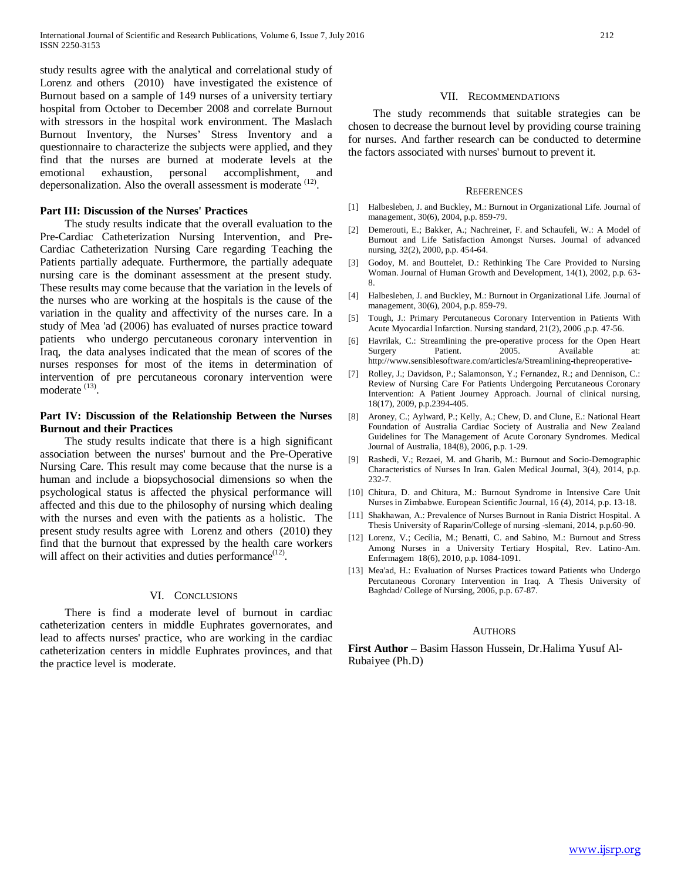study results agree with the analytical and correlational study of Lorenz and others (2010) have investigated the existence of Burnout based on a sample of 149 nurses of a university tertiary hospital from October to December 2008 and correlate Burnout with stressors in the hospital work environment. The Maslach Burnout Inventory, the Nurses' Stress Inventory and a questionnaire to characterize the subjects were applied, and they find that the nurses are burned at moderate levels at the emotional exhaustion, personal accomplishment, and depersonalization. Also the overall assessment is moderate [12].

**Part III: Discussion of the Nurses' Practices**

The study results indicate that the overall evaluation to the Pre-Cardiac Catheterization Nursing Intervention, and Pre-Cardiac Catheterization Nursing Care regarding Teaching the Patients partially adequate. Furthermore, the partially adequate nursing care is the dominant assessment at the present study. These results may come because that the variation in the levels of the nurses who are working at the hospitals is the cause of the variation in the quality and affectivity of the nurses care. In a study of Mea 'ad (2006) has evaluated of nurses practice toward patients who undergo percutaneous coronary intervention in Iraq, the data analyses indicated that the mean of scores of the nurses responses for most of the items in determination of intervention of pre percutaneous coronary intervention were moderate [13].

**Part IV: Discussion of the Relationship Between the Nurses Burnout and their Practices**

The study results indicate that there is a high significant association between the nurses' burnout and the Pre-Operative Nursing Care. This result may come because that the nurse is a human and include a biopsychosocial dimensions so when the psychological status is affected the physical performance will affected and this due to the philosophy of nursing which dealing with the nurses and even with the patients as a holistic. The present study results agree with Lorenz and others (2010) they find that the burnout that expressed by the health care workers will affect on their activities and duties performance[12].

## VI. Conclusions

There is find a moderate level of burnout in cardiac catheterization centers in middle Euphrates governorates, and lead to affects nurses' practice, who are working in the cardiac catheterization centers in middle Euphrates provinces, and that the practice level is moderate.

## VII. Recommendations

The study recommends that suitable strategies can be chosen to decrease the burnout level by providing course training for nurses. And farther research can be conducted to determine the factors associated with nurses' burnout to prevent it.

## References

[1] Halbesleben, J. and Buckley, M.: Burnout in Organizational Life. Journal of management, 30(6), 2004, p.p. 859-79.

[2] Demerouti, E.; Bakker, A.; Nachreiner, F. and Schaufeli, W.: A Model of Burnout and Life Satisfaction Amongst Nurses. Journal of advanced nursing, 32(2), 2000, p.p. 454-64.

[3] Godoy, M. and Bouttelet, D.: Rethinking The Care Provided to Nursing Woman. Journal of Human Growth and Development, 14(1), 2002, p.p. 63-8.

[4] Halbesleben, J. and Buckley, M.: Burnout in Organizational Life. Journal of management, 30(6), 2004, p.p. 859-79.

[5] Tough, J.: Primary Percutaneous Coronary Intervention in Patients With Acute Myocardial Infarction. Nursing standard, 21(2), 2006 ,p.p. 47-56.

[6] Havrilak, C.: Streamlining the pre-operative process for the Open Heart Surgery Patient. 2005. Available at: http://www.sensiblesoftware.com/articles/a/Streamlining-thepreoperative-

[7] Rolley, J.; Davidson, P.; Salamonson, Y.; Fernandez, R.; and Dennison, C.: Review of Nursing Care For Patients Undergoing Percutaneous Coronary Intervention: A Patient Journey Approach. Journal of clinical nursing, 18(17), 2009, p.p.2394-405.

[8] Aroney, C.; Aylward, P.; Kelly, A.; Chew, D. and Clune, E.: National Heart Foundation of Australia Cardiac Society of Australia and New Zealand Guidelines for The Management of Acute Coronary Syndromes. Medical Journal of Australia, 184(8), 2006, p.p. 1-29.

[9] Rashedi, V.; Rezaei, M. and Gharib, M.: Burnout and Socio-Demographic Characteristics of Nurses In Iran. Galen Medical Journal, 3(4), 2014, p.p. 232-7.

[10] Chitura, D. and Chitura, M.: Burnout Syndrome in Intensive Care Unit Nurses in Zimbabwe. European Scientific Journal, 16 (4), 2014, p.p. 13-18.

[11] Shakhawan, A.: Prevalence of Nurses Burnout in Rania District Hospital. A Thesis University of Raparin/College of nursing -slemani, 2014, p.p.60-90.

[12] Lorenz, V.; Cecília, M.; Benatti, C. and Sabino, M.: Burnout and Stress Among Nurses in a University Tertiary Hospital, Rev. Latino-Am. Enfermagem 18(6), 2010, p.p. 1084-1091.

[13] Mea'ad, H.: Evaluation of Nurses Practices toward Patients who Undergo Percutaneous Coronary Intervention in Iraq. A Thesis University of Baghdad/ College of Nursing, 2006, p.p. 67-87.

## Authors

**First Author** – Basim Hasson Hussein, Dr.Halima Yusuf Al-Rubaiyee (Ph.D)